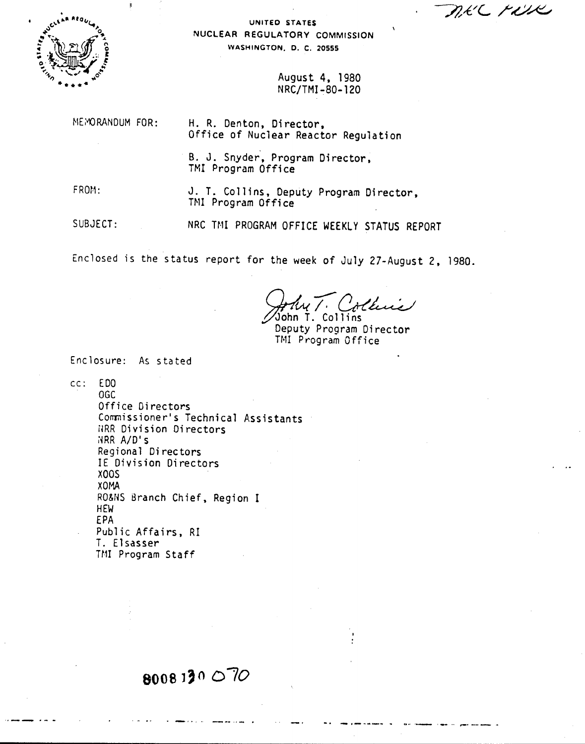NRC FILE

UNITED STATES
NUCLEAR REGULATORY COMMISSION
WASHINGTON, D. C. 20555

August 4, 1980
NRC/TMI-80-120

MEMORANDUM FOR: H. R. Denton, Director,
Office of Nuclear Reactor Regulation

B. J. Snyder, Program Director,
TMI Program Office

FROM: J. T. Collins, Deputy Program Director,
TMI Program Office

SUBJECT: NRC TMI PROGRAM OFFICE WEEKLY STATUS REPORT

Enclosed is the status report for the week of July 27-August 2, 1980.

John T. Collins
Deputy Program Director
TMI Program Office

Enclosure: As stated

cc: EDO
OGC
Office Directors
Commissioner's Technical Assistants
NRR Division Directors
NRR A/D's
Regional Directors
IE Division Directors
XOOS
XOMA
RO&NS Branch Chief, Region I
HEW
EPA
Public Affairs, RI
T. Elsasser
TMI Program Staff

8008130070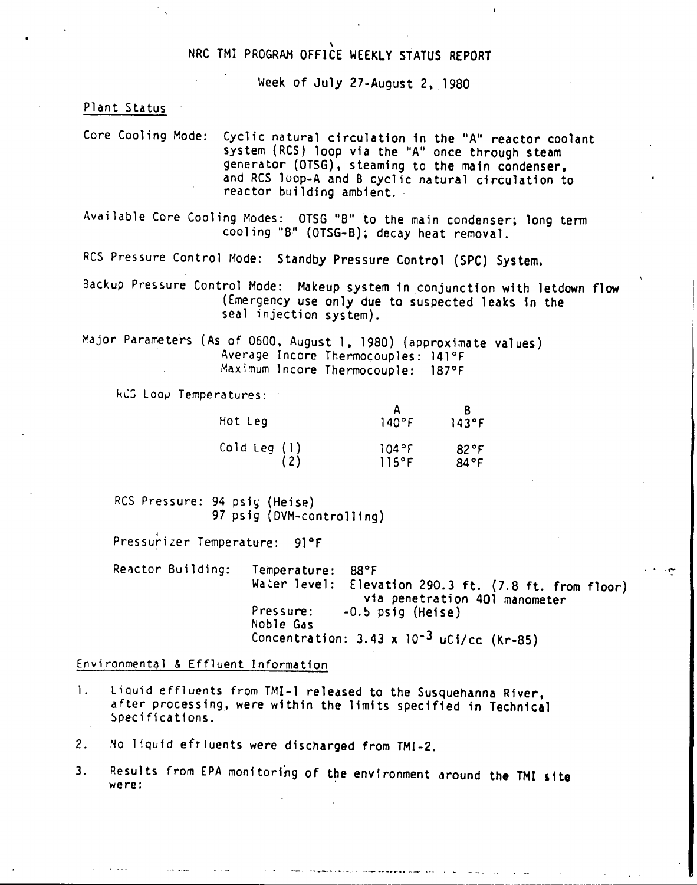# NRC TMI PROGRAM OFFICE WEEKLY STATUS REPORT

Week of July 27-August 2, 1980

## Plant Status

Core Cooling Mode: Cyclic natural circulation in the "A" reactor coolant system (RCS) loop via the "A" once through steam generator (OTSG), steaming to the main condenser, and RCS loop-A and B cyclic natural circulation to reactor building ambient.

Available Core Cooling Modes: OTSG "B" to the main condenser; long term cooling "B" (OTSG-B); decay heat removal.

RCS Pressure Control Mode: Standby Pressure Control (SPC) System.

Backup Pressure Control Mode: Makeup system in conjunction with letdown flow (Emergency use only due to suspected leaks in the seal injection system).

Major Parameters (As of 0600, August 1, 1980) (approximate values)
Average Incore Thermocouples: 141°F
Maximum Incore Thermocouple: 187°F

RCS Loop Temperatures:

| | A | B |
|---|---|---|
| Hot Leg | 140°F | 143°F |
| Cold Leg (1) | 104°F | 82°F |
| (2) | 115°F | 84°F |

RCS Pressure: 94 psig (Heise)
97 psig (DVM-controlling)

Pressurizer Temperature: 91°F

Reactor Building: Temperature: 88°F
Water level: Elevation 290.3 ft. (7.8 ft. from floor) via penetration 401 manometer
Pressure: -0.5 psig (Heise)
Noble Gas Concentration: $3.43 \times 10^{-3}$ uCi/cc (Kr-85)

## Environmental & Effluent Information

1. Liquid effluents from TMI-1 released to the Susquehanna River, after processing, were within the limits specified in Technical Specifications.

2. No liquid effluents were discharged from TMI-2.

3. Results from EPA monitoring of the environment around the TMI site were: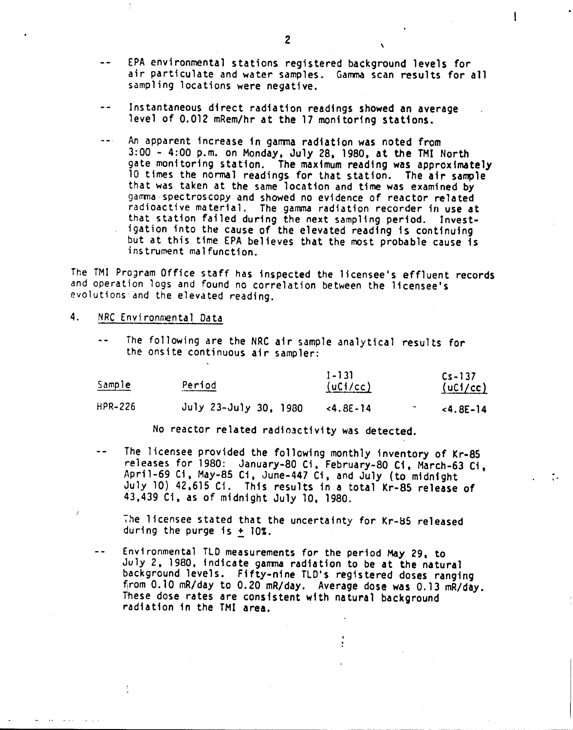- EPA environmental stations registered background levels for air particulate and water samples. Gamma scan results for all sampling locations were negative.

- Instantaneous direct radiation readings showed an average level of 0.012 mRem/hr at the 17 monitoring stations.

- An apparent increase in gamma radiation was noted from 3:00 - 4:00 p.m. on Monday, July 28, 1980, at the TMI North gate monitoring station. The maximum reading was approximately 10 times the normal readings for that station. The air sample that was taken at the same location and time was examined by gamma spectroscopy and showed no evidence of reactor related radioactive material. The gamma radiation recorder in use at that station failed during the next sampling period. Investigation into the cause of the elevated reading is continuing but at this time EPA believes that the most probable cause is instrument malfunction.

The TMI Program Office staff has inspected the licensee's effluent records and operation logs and found no correlation between the licensee's evolutions and the elevated reading.

4. NRC Environmental Data

- The following are the NRC air sample analytical results for the onsite continuous air sampler:

| Sample | Period | I-131 (uCi/cc) | Cs-137 (uCi/cc) |
|---|---|---|---|
| HPR-226 | July 23-July 30, 1980 | <4.8E-14 | <4.8E-14 |

No reactor related radioactivity was detected.

- The licensee provided the following monthly inventory of Kr-85 releases for 1980: January-80 Ci, February-80 Ci, March-63 Ci, April-69 Ci, May-85 Ci, June-447 Ci, and July (to midnight July 10) 42,615 Ci. This results in a total Kr-85 release of 43,439 Ci, as of midnight July 10, 1980.

  The licensee stated that the uncertainty for Kr-85 released during the purge is ± 10%.

- Environmental TLD measurements for the period May 29, to July 2, 1980, indicate gamma radiation to be at the natural background levels. Fifty-nine TLD's registered doses ranging from 0.10 mR/day to 0.20 mR/day. Average dose was 0.13 mR/day. These dose rates are consistent with natural background radiation in the TMI area.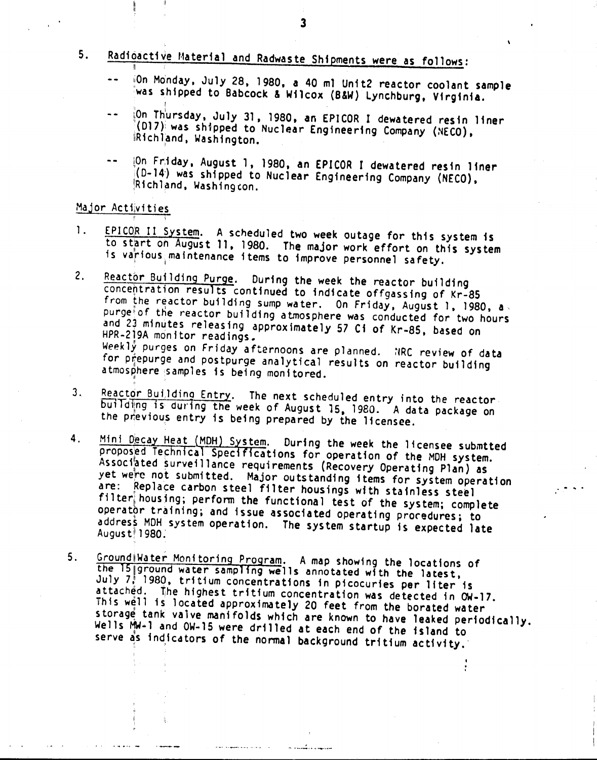5. Radioactive Material and Radwaste Shipments were as follows:

-- On Monday, July 28, 1980, a 40 ml Unit2 reactor coolant sample was shipped to Babcock & Wilcox (B&W) Lynchburg, Virginia.

-- On Thursday, July 31, 1980, an EPICOR I dewatered resin liner (D17) was shipped to Nuclear Engineering Company (NECO), Richland, Washington.

-- On Friday, August 1, 1980, an EPICOR I dewatered resin liner (D-14) was shipped to Nuclear Engineering Company (NECO), Richland, Washingcon.

Major Activities

1. EPICOR II System. A scheduled two week outage for this system is to start on August 11, 1980. The major work effort on this system is various maintenance items to improve personnel safety.

2. Reactor Building Purge. During the week the reactor building concentration results continued to indicate offgassing of Kr-85 from the reactor building sump water. On Friday, August 1, 1980, a purge of the reactor building atmosphere was conducted for two hours and 23 minutes releasing approximately 57 Ci of Kr-85, based on HPR-219A monitor readings.
Weekly purges on Friday afternoons are planned. NRC review of data for prepurge and postpurge analytical results on reactor building atmosphere samples is being monitored.

3. Reactor Building Entry. The next scheduled entry into the reactor building is during the week of August 15, 1980. A data package on the previous entry is being prepared by the licensee.

4. Mini Decay Heat (MDH) System. During the week the licensee submtted proposed Technical Specifications for operation of the MDH system. Associated surveillance requirements (Recovery Operating Plan) as yet were not submitted. Major outstanding items for system operation are: Replace carbon steel filter housings with stainless steel filter housing; perform the functional test of the system; complete operator training; and issue associated operating procedures; to address MDH system operation. The system startup is expected late August 1980.

5. Ground Water Monitoring Program. A map showing the locations of the 15 ground water sampling wells annotated with the latest, July 7, 1980, tritium concentrations in picocuries per liter is attached. The highest tritium concentration was detected in OW-17. This well is located approximately 20 feet from the borated water storage tank valve manifolds which are known to have leaked periodically. Wells MW-1 and OW-15 were drilled at each end of the island to serve as indicators of the normal background tritium activity.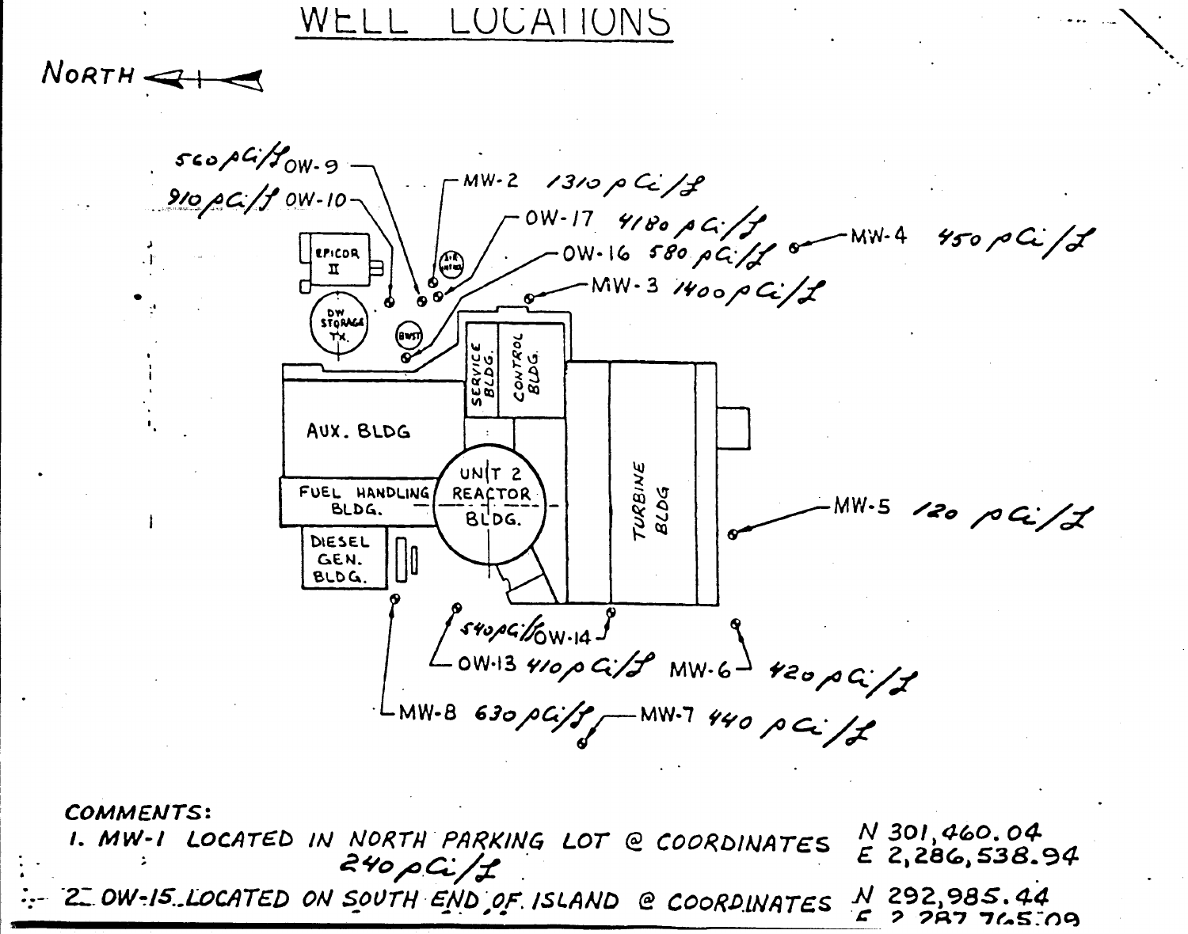# WELL LOCATIONS

NORTH

560 pCi/l OW-9

910 pCi/l OW-10

MW-2 1310 pCi/l

OW-17 4180 pCi/l

OW-16 580 pCi/l

MW-4 450 pCi/l

MW-3 1400 pCi/l

EPICOR II

DW STORAGE TK.

BWST

SERVICE BLDG.

CONTROL BLDG.

AUX. BLDG

FUEL HANDLING BLDG.

UNIT 2 REACTOR BLDG.

TURBINE BLDG

DIESEL GEN. BLDG.

MW-5 120 pCi/l

540 pCi/l OW-14

OW-13 410 pCi/l

MW-6 420 pCi/l

MW-8 630 pCi/l

MW-7 440 pCi/l

*COMMENTS:*

1. MW-1 LOCATED IN NORTH PARKING LOT @ COORDINATES N 301,460.04 E 2,286,538.94
   240 pCi/l
2. OW-15 LOCATED ON SOUTH END OF ISLAND @ COORDINATES N 292,985.44 E 2,287,765.09